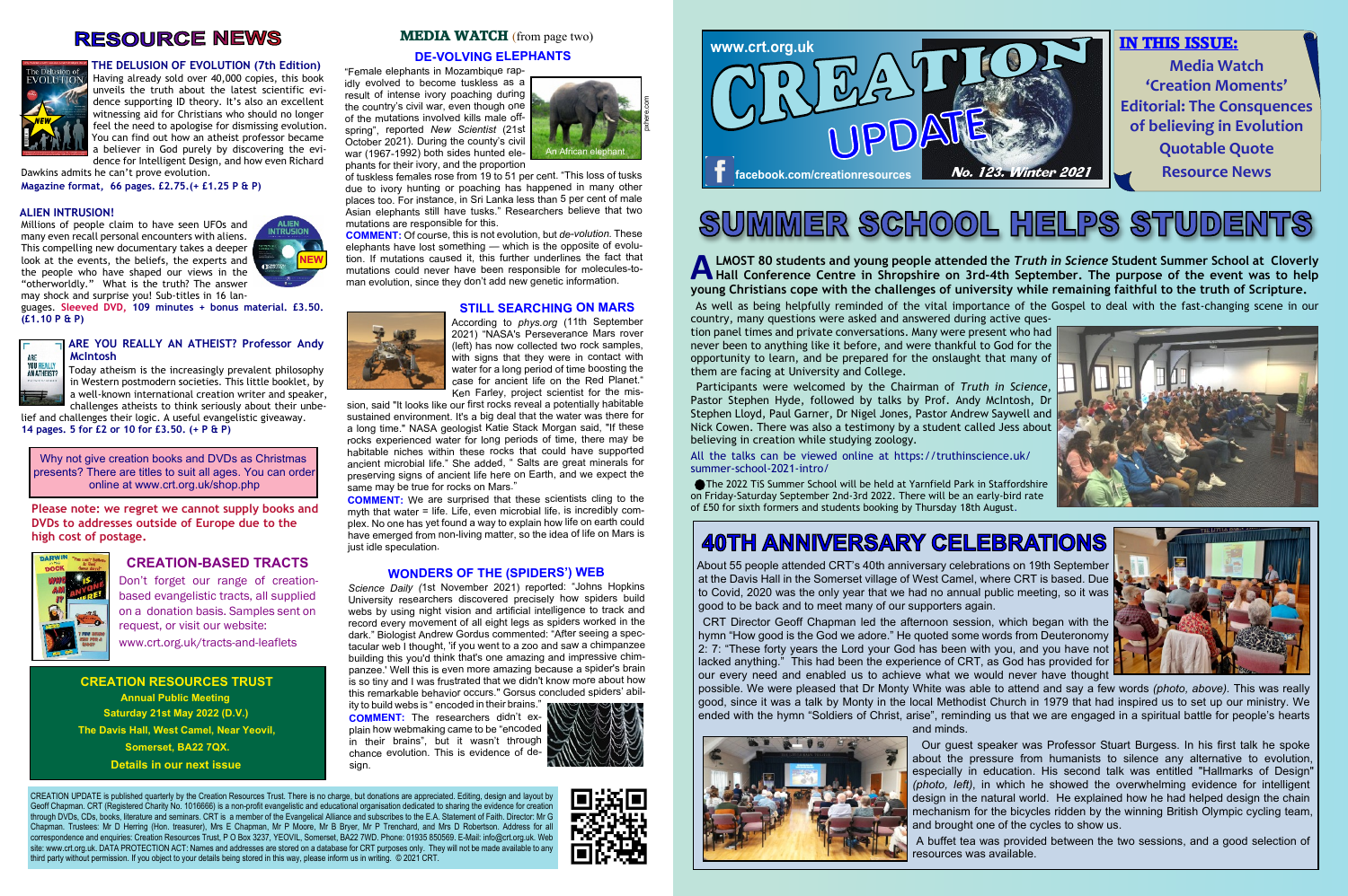# RESOURCE NEWS

### THE DELUSION OF EVOLUTION (7th Edition)

Having already sold over 40,000 copies, this book unveils the truth about the latest scientific evidence supporting ID theory. It's also an excellent witnessing aid for Christians who should no longer feel the need to apologise for dismissing evolution. You can find out how an atheist professor became a believer in God purely by discovering the evidence for Intelligent Design, and how even Richard Dawkins admits he can't prove evolution.

**Magazine format, 66 pages. £2.75.(+ £1.25 P & P)**

### ALIEN INTRUSION!

Millions of people claim to have seen UFOs and many even recall personal encounters with aliens. This compelling new documentary takes a deeper look at the events, the beliefs, the experts and the people who have shaped our views in the "otherworldly." What is the truth? The answer may shock and surprise you! Sub-titles in 16 languages. **Sleeved DVD, 109 minutes + bonus material. £3.50. (£1.10 P & P)**

### ARE YOU REALLY AN ATHEIST? Professor Andy McIntosh

Today atheism is the increasingly prevalent philosophy in Western postmodern societies. This little booklet, by a well-known international creation writer and speaker, challenges atheists to think seriously about their unbelief and challenges their logic. A useful evangelistic giveaway.

**14 pages. 5 for £2 or 10 for £3.50. (+ P & P)**

Why not give creation books and DVDs as Christmas presents? There are titles to suit all ages. You can order online at www.crt.org.uk/shop.php

**Please note: we regret we cannot supply books and DVDs to addresses outside of Europe due to the high cost of postage.**

### CREATION-BASED TRACTS

Don't forget our range of creation-based evangelistic tracts, all supplied on a donation basis. Samples sent on request, or visit our website:

www.crt.org.uk/tracts-and-leaflets

**CREATION RESOURCES TRUST**
**Annual Public Meeting**
**Saturday 21st May 2022 (D.V.)**
**The Davis Hall, West Camel, Near Yeovil, Somerset, BA22 7QX.**
**Details in our next issue**

## MEDIA WATCH (from page two)

### DE-VOLVING ELEPHANTS

"Female elephants in Mozambique rapidly evolved to become tuskless as a result of intense ivory poaching during the country's civil war, even though one of the mutations involved kills male offspring", reported *New Scientist* (21st October 2021). During the county's civil war (1967-1992) both sides hunted elephants for their ivory, and the proportion of tuskless females rose from 19 to 51 per cent. "This loss of tusks due to ivory hunting or poaching has happened in many other places too. For instance, in Sri Lanka less than 5 per cent of male Asian elephants still have tusks." Researchers believe that two mutations are responsible for this.

An African elephant

**COMMENT:** Of course, this is not evolution, but *de-volution*. These elephants have lost something — which is the opposite of evolution. If mutations caused it, this further underlines the fact that mutations could never have been responsible for molecules-to-man evolution, since they don't add new genetic information.

### STILL SEARCHING ON MARS

According to *phys.org* (11th September 2021) "NASA's Perseverance Mars rover (left) has now collected two rock samples, with signs that they were in contact with water for a long period of time boosting the case for ancient life on the Red Planet." Ken Farley, project scientist for the mission, said "It looks like our first rocks reveal a potentially habitable sustained environment. It's a big deal that the water was there for a long time." NASA geologist Katie Stack Morgan said, "If these rocks experienced water for long periods of time, there may be habitable niches within these rocks that could have supported ancient microbial life." She added, " Salts are great minerals for preserving signs of ancient life here on Earth, and we expect the same may be true for rocks on Mars."

**COMMENT:** We are surprised that these scientists cling to the myth that water = life. Life, even microbial life, is incredibly complex. No one has yet found a way to explain how life on earth could have emerged from non-living matter, so the idea of life on Mars is just idle speculation.

### WONDERS OF THE (SPIDERS') WEB

*Science Daily (*1st November 2021) reported: "Johns Hopkins University researchers discovered precisely how spiders build webs by using night vision and artificial intelligence to track and record every movement of all eight legs as spiders worked in the dark." Biologist Andrew Gordus commented: "After seeing a spectacular web I thought, 'if you went to a zoo and saw a chimpanzee building this you'd think that's one amazing and impressive chimpanzee.' Well this is even more amazing because a spider's brain is so tiny and I was frustrated that we didn't know more about how this remarkable behavior occurs." Gorsus concluded spiders' ability to build webs is "encoded in their brains."

**COMMENT:** The researchers didn't explain how webmaking came to be "encoded in their brains", but it wasn't through chance evolution. This is evidence of design.

CREATION UPDATE is published quarterly by the Creation Resources Trust. There is no charge, but donations are appreciated. Editing, design and layout by Geoff Chapman. CRT (Registered Charity No. 1016666) is a non-profit evangelistic and educational organisation dedicated to sharing the evidence for creation through DVDs, CDs, books, literature and seminars. CRT is a member of the Evangelical Alliance and subscribes to the E.A. Statement of Faith. Director: Mr G Chapman. Trustees: Mr D Herring (Hon. treasurer), Mrs E Chapman, Mr P Moore, Mr B Bryer, Mr P Trenchard, and Mrs D Robertson. Address for all correspondence and enquiries: Creation Resources Trust, P O Box 3237, YEOVIL, Somerset, BA22 7WD. Phone: 01935 850569. E-Mail: info@crt.org.uk. Web site: www.crt.org.uk. DATA PROTECTION ACT: Names and addresses are stored on a database for CRT purposes only. They will not be made available to any third party without permission. If you object to your details being stored in this way, please inform us in writing. © 2021 CRT.

# CREATION UPDATE

www.crt.org.uk

facebook.com/creationresources

No. 123. Winter 2021

## IN THIS ISSUE:

- Media Watch
- 'Creation Moments'
- Editorial: The Consquences of believing in Evolution
- Quotable Quote
- Resource News

# SUMMER SCHOOL HELPS STUDENTS

**ALMOST 80 students and young people attended the *Truth in Science* Student Summer School at Cloverly Hall Conference Centre in Shropshire on 3rd-4th September. The purpose of the event was to help young Christians cope with the challenges of university while remaining faithful to the truth of Scripture.**

As well as being helpfully reminded of the vital importance of the Gospel to deal with the fast-changing scene in our country, many questions were asked and answered during active question panel times and private conversations. Many were present who had never been to anything like it before, and were thankful to God for the opportunity to learn, and be prepared for the onslaught that many of them are facing at University and College.

Participants were welcomed by the Chairman of *Truth in Science*, Pastor Stephen Hyde, followed by talks by Prof. Andy McIntosh, Dr Stephen Lloyd, Paul Garner, Dr Nigel Jones, Pastor Andrew Saywell and Nick Cowen. There was also a testimony by a student called Jess about believing in creation while studying zoology.

All the talks can be viewed online at https://truthinscience.uk/summer-school-2021-intro/

● The 2022 TiS Summer School will be held at Yarnfield Park in Staffordshire on Friday-Saturday September 2nd-3rd 2022. There will be an early-bird rate of £50 for sixth formers and students booking by Thursday 18th August.

# 40TH ANNIVERSARY CELEBRATIONS

About 55 people attended CRT's 40th anniversary celebrations on 19th September at the Davis Hall in the Somerset village of West Camel, where CRT is based. Due to Covid, 2020 was the only year that we had no annual public meeting, so it was good to be back and to meet many of our supporters again.

CRT Director Geoff Chapman led the afternoon session, which began with the hymn "How good is the God we adore." He quoted some words from Deuteronomy 2: 7: "These forty years the Lord your God has been with you, and you have not lacked anything." This had been the experience of CRT, as God has provided for our every need and enabled us to achieve what we would never have thought possible. We were pleased that Dr Monty White was able to attend and say a few words *(photo, above).* This was really good, since it was a talk by Monty in the local Methodist Church in 1979 that had inspired us to set up our ministry. We ended with the hymn "Soldiers of Christ, arise", reminding us that we are engaged in a spiritual battle for people's hearts and minds.

Our guest speaker was Professor Stuart Burgess. In his first talk he spoke about the pressure from humanists to silence any alternative to evolution, especially in education. His second talk was entitled "Hallmarks of Design" *(photo, left),* in which he showed the overwhelming evidence for intelligent design in the natural world. He explained how he had helped design the chain mechanism for the bicycles ridden by the winning British Olympic cycling team, and brought one of the cycles to show us.

A buffet tea was provided between the two sessions, and a good selection of resources was available.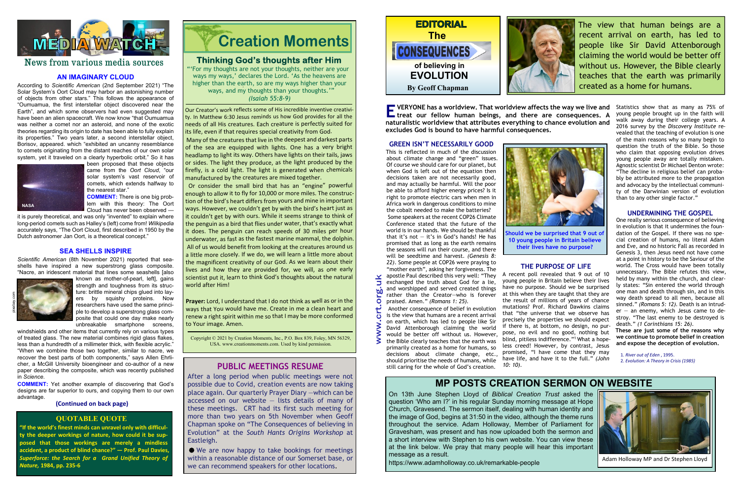# MEDIA WATCH

## News from various media sources

### AN IMAGINARY CLOUD

According to *Scientific American* (2nd September 2021) "The Solar System's Oort Cloud may harbor an astonishing number of objects from other stars." This follows the appearance of "Oumuamua, the first interstellar object discovered near the Earth", and which some observers had even suggested may have been an alien spacecraft. We now know "that Oumuamua was neither a comet nor an asteroid, and none of the exotic theories regarding its origin to date has been able to fully explain its properties." Two years later, a second interstellar object, Borisov, appeared, which "exhibited an uncanny resemblance to comets originating from the distant reaches of our own solar system, yet it traveled on a clearly hyperbolic orbit." So it has been proposed that these objects came from the *Oort Cloud*, "our solar system's vast reservoir of comets, which extends halfway to the nearest star."

NASA

**COMMENT:** There is one big problem with this theory: The Oort Cloud has never been observed — it is purely theoretical, and was only "invented" to explain where long-period comets such as Halley's (left) come from! *Wikipedia* accurately says, "The Oort Cloud, first described in 1950 by the Dutch astronomer Jan Oort, is a theoretical concept."

### SEA SHELLS INSPIRE

*Scientific American* (8th November 2021) reported that seashells have inspired a new superstrong glass composite. "Nacre, an iridescent material that lines some seashells [also known as mother-of-pearl, left], gains strength and toughness from its structure: brittle mineral chips glued into layers by squishy proteins. Now researchers have used the same principle to develop a superstrong glass composite that could one day make nearly unbreakable smartphone screens, windshields and other items that currently rely on various types of treated glass. The new material combines rigid glass flakes, less than a hundredth of a millimeter thick, with flexible acrylic." "When we combine those two together, similar to nacre, we recover the best parts of both components," says Allen Ehrlicher, a McGill University bioengineer and co-author of a new paper describing the composite, which was recently published in *Science*.

pixabay.com

**COMMENT:** Yet another example of discovering that God's designs are far superior to ours, and copying them to our own advantage.

**(Continued on back page)**

### QUOTABLE QUOTE

**"If the world's finest minds can unravel only with difficulty the deeper workings of nature, how could it be supposed that those workings are merely a mindless accident, a product of blind chance?" — Prof. Paul Davies, *Superforce: the Search for a Grand Unified Theory of Nature,* 1984, pp. 235-6**

# Creation Moments

## Thinking God's thoughts after Him

"'For my thoughts are not your thoughts, neither are your ways my ways,' declares the Lord. 'As the heavens are higher than the earth, so are my ways higher than your ways, and my thoughts than your thoughts.'" *(Isaiah 55:8-9)*

Our Creator's work reflects some of His incredible inventive creativity. In Matthew 6:30 Jesus reminds us how God provides for all the needs of all His creatures. Each creature is perfectly suited for its life, even if that requires special creativity from God.

Many of the creatures that live in the deepest and darkest parts of the sea are equipped with lights. One has a very bright headlamp to light its way. Others have lights on their tails, jaws or sides. The light they produce, as the light produced by the firefly, is a cold light. The light is generated when chemicals manufactured by the creatures are mixed together.

Or consider the small bird that has an "engine" powerful enough to allow it to fly for 10,000 or more miles. The construction of the bird's heart differs from yours and mine in important ways. However, we couldn't get by with the bird's heart just as it couldn't get by with ours. While it seems strange to think of the penguin as a bird that flies under water, that's exactly what it does. The penguin can reach speeds of 30 miles per hour underwater, as fast as the fastest marine mammal, the dolphin.

All of us would benefit from looking at the creatures around us a little more closely. If we do, we will learn a little more about the magnificent creativity of our God. As we learn about their lives and how they are provided for, we will, as one early scientist put it, learn to think God's thoughts about the natural world after Him!

**Prayer:** Lord, I understand that I do not think as well as or in the ways that You would have me. Create in me a clean heart and renew a right spirit within me so that I may be more conformed to Your image. Amen.

Copyright © 2021 by Creation Moments, Inc., P.O. Box 839, Foley, MN 56329, USA. www.creationmoments.com. Used by kind permission.

## PUBLIC MEETINGS RESUME

After a long period when public meetings were not possible due to Covid, creation events are now taking place again. Our quarterly Prayer Diary —which can be accessed on our website — lists details of many of these meetings. CRT had its first such meeting for more than two years on 5th November when Geoff Chapman spoke on "The Consequences of believing in Evolution" at the *South Hants Origins Workshop* at Eastleigh.

● We are now happy to take bookings for meetings within a reasonable distance of our Somerset base, or we can recommend speakers for other locations.

# EDITORIAL

## The CONSEQUENCES of believing in EVOLUTION

**By Geoff Chapman**

The view that human beings are a recent arrival on earth, has led to people like Sir David Attenborough claiming the world would be better off without us. However, the Bible clearly teaches that the earth was primarily created as a home for humans.

**EVERYONE has a worldview. That worldview affects the way we live and treat our fellow human beings, and there are consequences. A naturalistic worldview that attributes everything to chance evolution and excludes God is bound to have harmful consequences.**

### GREEN ISN'T NECESSARILY GOOD

This is reflected in much of the discussion about climate change and "green" issues. Of course we should care for our planet, but when God is left out of the equation then decisions taken are not necessarily good, and may actually be harmful. Will the poor be able to afford higher energy prices? Is it right to promote electric cars when men in Africa work in dangerous conditions to mine the cobalt needed to make the batteries?

Some speakers at the recent COP26 Climate Conference stated that the future of the world is in our hands. We should be thankful that it's not — it's in God's hands! He has promised that as long as the earth remains the seasons will run their course, and there will be seedtime and harvest. *(Genesis 8: 22)*. Some people at COP26 were praying to "mother earth", asking her forgiveness. The apostle Paul described this very well: "They exchanged the truth about God for a lie, and worshipped and served created things rather than the Creator—who is forever praised. Amen." *(Romans 1: 25)*.

Another consequence of belief in evolution is the view that humans are a recent arrival on earth, which has led to people like Sir David Attenborough claiming the world would be better off without us. However, the Bible clearly teaches that the earth was primarily created as a home for humans, so decisions about climate change, etc., should prioritise the needs of humans, while still caring for the whole of God's creation.

**Should we be surprised that 9 out of 10 young people in Britain believe their lives have no purpose?**

### THE PURPOSE OF LIFE

A recent poll revealed that 9 out of 10 young people in Britain believe their lives have no purpose. Should we be surprised at this when they are taught that they are the result of millions of years of chance mutations? Prof. Richard Dawkins claims that "the universe that we observe has precisely the properties we should expect if there is, at bottom, no design, no purpose, no evil and no good, nothing but blind, pitiless indifference."[1] What a hopeless creed! However, by contrast, Jesus promised, "I have come that they may have life, and have it to the full." *(John 10: 10)*.

Statistics show that as many as 75% of young people brought up in the faith will walk away during their college years. A 2016 survey by the *Discovery Institute* revealed that the teaching of evolution is one of the main reasons why so many begin to question the truth of the Bible. So those who claim that opposing evolution drives young people away are totally mistaken. Agnostic scientist Dr Michael Denton wrote: "The decline in religious belief can probably be attributed more to the propagation and advocacy by the intellectual community of the Darwinian version of evolution than to any other single factor."

### UNDERMINING THE GOSPEL

One really serious consequence of believing in evolution is that it undermines the foundation of the Gospel. If there was no special creation of humans, no literal Adam and Eve, and no historic Fall as recorded in Genesis 3, then Jesus need not have come at a point in history to be the Saviour of the world. The Cross would have been totally unnecessary. The Bible refutes this view, held by many within the church, and clearly states: "Sin entered the world through one man and death through sin, and in this way death spread to all men, because all sinned." *(Romans 5: 12)*. Death is an intruder — an enemy, which Jesus came to destroy. "The last enemy to be destroyed is death." *(1 Corinthians 15: 26)*.

**These are just some of the reasons why we continue to promote belief in creation and expose the deception of evolution.**

1. *River out of Eden*, 1995.
2. *Evolution: A Theory in Crisis (1985)*

www.crt.org.uk

## MP POSTS CREATION SERMON ON WEBSITE

On 13th June Stephen Lloyd of *Biblical Creation Trust* asked the question 'Who am I?' in his regular Sunday morning message at Hope Church, Gravesend. The sermon itself, dealing with human identity and the image of God, begins at 31:50 in the video, although the theme runs throughout the service. Adam Holloway, Member of Parliament for Gravesham, was present and has now uploaded both the sermon and a short interview with Stephen to his own website. You can view these at the link below. We pray that many people will hear this important message as a result.

https://www.adamholloway.co.uk/remarkable-people

Adam Holloway MP and Dr Stephen Lloyd